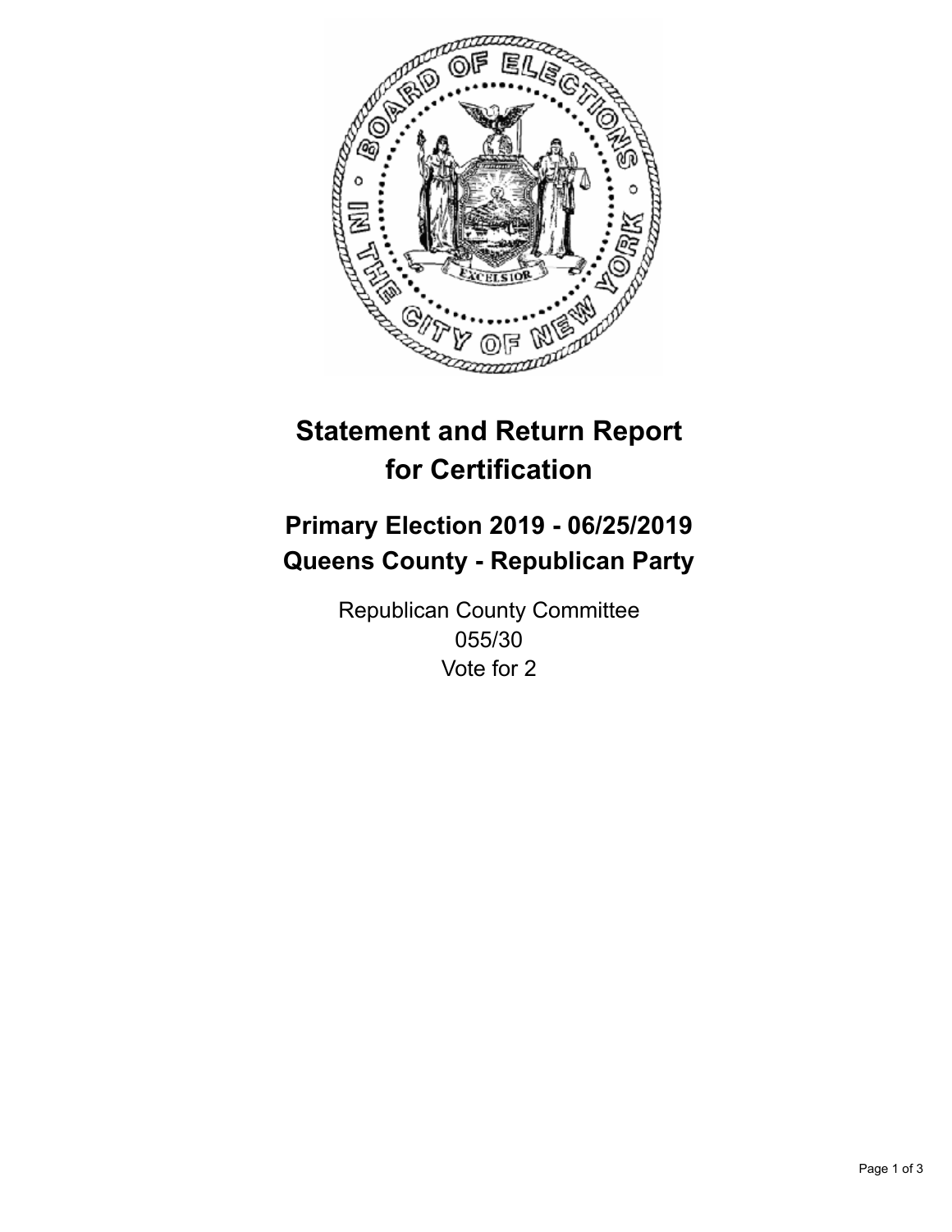# Statement and Return Report for Certification

## Primary Election 2019 - 06/25/2019
## Queens County - Republican Party

Republican County Committee
055/30
Vote for 2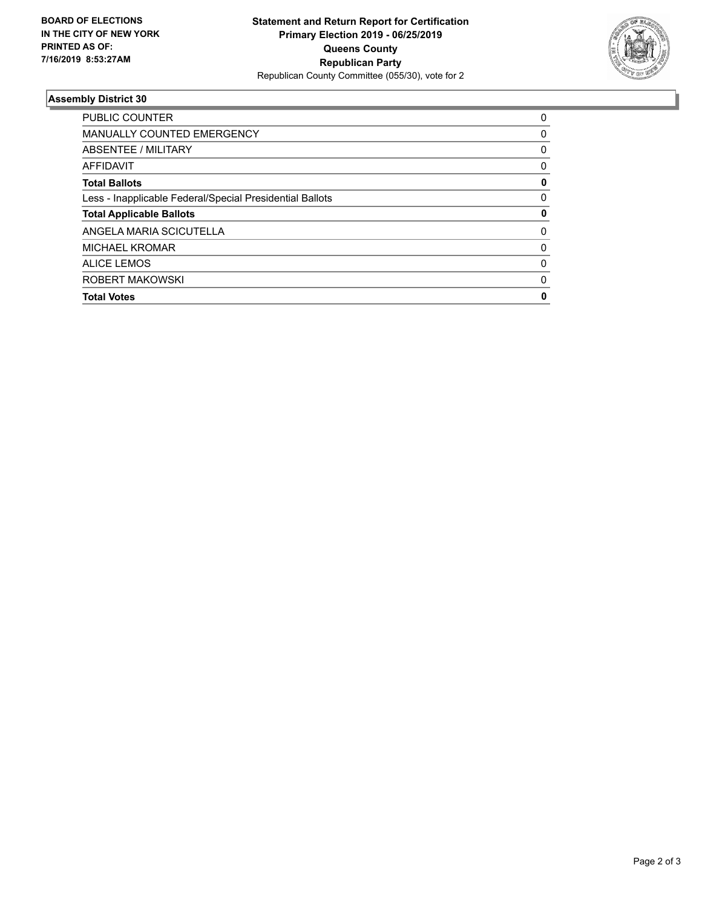**BOARD OF ELECTIONS IN THE CITY OF NEW YORK PRINTED AS OF: 7/16/2019 8:53:27AM**

**Statement and Return Report for Certification**
**Primary Election 2019 - 06/25/2019**
**Queens County**
**Republican Party**
Republican County Committee (055/30), vote for 2

## Assembly District 30

| | |
|---|---|
| PUBLIC COUNTER | 0 |
| MANUALLY COUNTED EMERGENCY | 0 |
| ABSENTEE / MILITARY | 0 |
| AFFIDAVIT | 0 |
| **Total Ballots** | **0** |
| Less - Inapplicable Federal/Special Presidential Ballots | 0 |
| **Total Applicable Ballots** | **0** |
| ANGELA MARIA SCICUTELLA | 0 |
| MICHAEL KROMAR | 0 |
| ALICE LEMOS | 0 |
| ROBERT MAKOWSKI | 0 |
| **Total Votes** | **0** |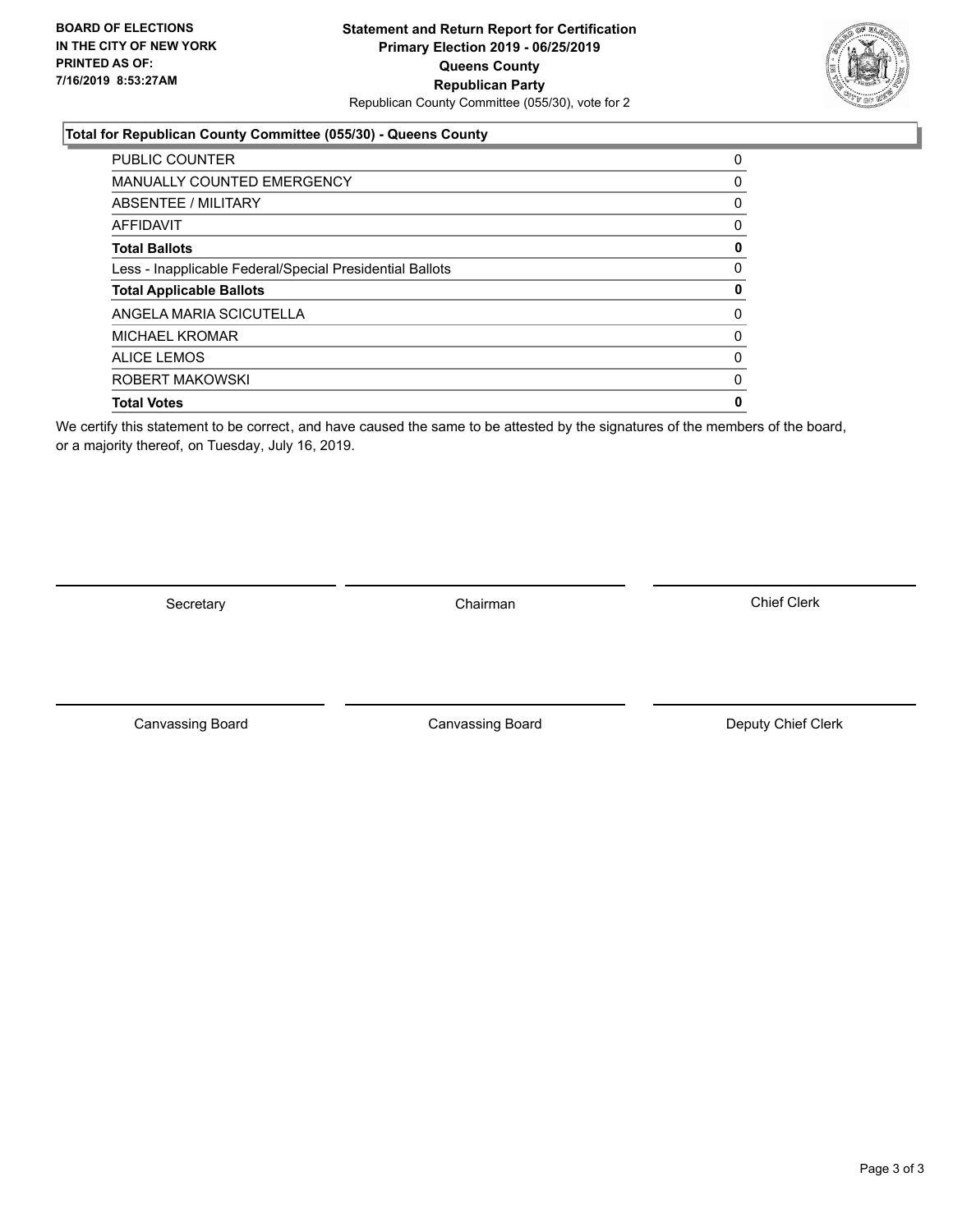**BOARD OF ELECTIONS IN THE CITY OF NEW YORK PRINTED AS OF: 7/16/2019 8:53:27AM**

**Statement and Return Report for Certification**
**Primary Election 2019 - 06/25/2019**
**Queens County**
**Republican Party**
Republican County Committee (055/30), vote for 2

**Total for Republican County Committee (055/30) - Queens County**

| | |
|---|---|
| PUBLIC COUNTER | 0 |
| MANUALLY COUNTED EMERGENCY | 0 |
| ABSENTEE / MILITARY | 0 |
| AFFIDAVIT | 0 |
| **Total Ballots** | **0** |
| Less - Inapplicable Federal/Special Presidential Ballots | 0 |
| **Total Applicable Ballots** | **0** |
| ANGELA MARIA SCICUTELLA | 0 |
| MICHAEL KROMAR | 0 |
| ALICE LEMOS | 0 |
| ROBERT MAKOWSKI | 0 |
| **Total Votes** | **0** |

We certify this statement to be correct, and have caused the same to be attested by the signatures of the members of the board, or a majority thereof, on Tuesday, July 16, 2019.

Secretary

Chairman

Chief Clerk

Canvassing Board

Canvassing Board

Deputy Chief Clerk